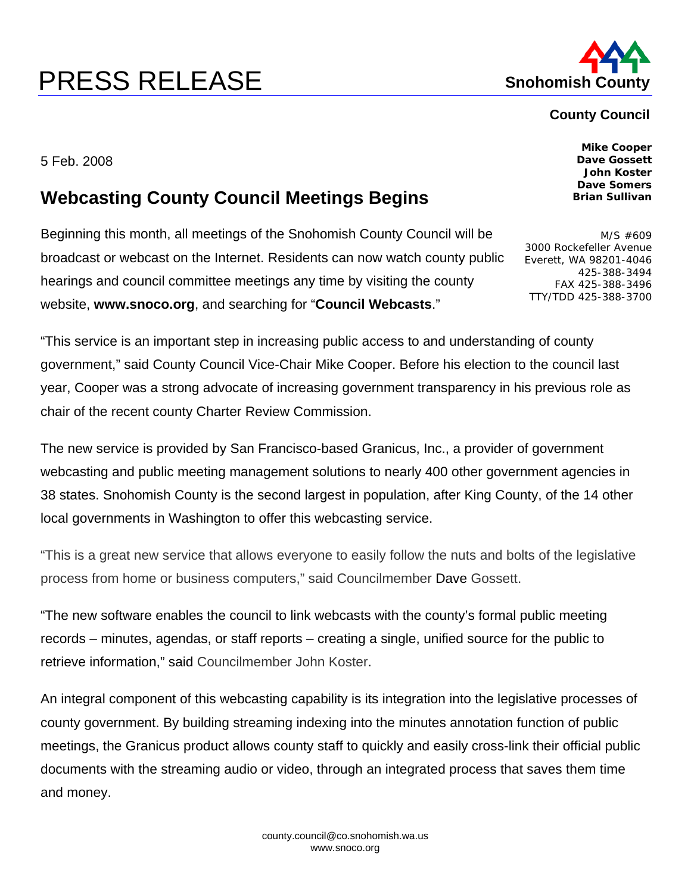# PRESS RELEASE

**Snohomish County**

**County Council**

**Mike Cooper**
**Dave Gossett**
**John Koster**
**Dave Somers**
**Brian Sullivan**

M/S #609
3000 Rockefeller Avenue
Everett, WA 98201-4046
425-388-3494
FAX 425-388-3496
TTY/TDD 425-388-3700

5 Feb. 2008

## Webcasting County Council Meetings Begins

Beginning this month, all meetings of the Snohomish County Council will be broadcast or webcast on the Internet. Residents can now watch county public hearings and council committee meetings any time by visiting the county website, **www.snoco.org**, and searching for "**Council Webcasts**."

"This service is an important step in increasing public access to and understanding of county government," said County Council Vice-Chair Mike Cooper. Before his election to the council last year, Cooper was a strong advocate of increasing government transparency in his previous role as chair of the recent county Charter Review Commission.

The new service is provided by San Francisco-based Granicus, Inc., a provider of government webcasting and public meeting management solutions to nearly 400 other government agencies in 38 states. Snohomish County is the second largest in population, after King County, of the 14 other local governments in Washington to offer this webcasting service.

"This is a great new service that allows everyone to easily follow the nuts and bolts of the legislative process from home or business computers," said Councilmember Dave Gossett.

"The new software enables the council to link webcasts with the county's formal public meeting records – minutes, agendas, or staff reports – creating a single, unified source for the public to retrieve information," said Councilmember John Koster.

An integral component of this webcasting capability is its integration into the legislative processes of county government. By building streaming indexing into the minutes annotation function of public meetings, the Granicus product allows county staff to quickly and easily cross-link their official public documents with the streaming audio or video, through an integrated process that saves them time and money.

county.council@co.snohomish.wa.us
www.snoco.org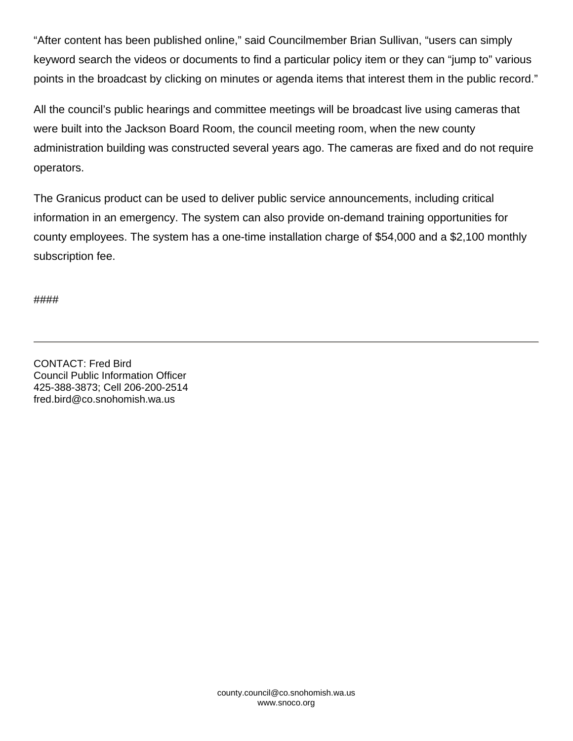"After content has been published online," said Councilmember Brian Sullivan, "users can simply keyword search the videos or documents to find a particular policy item or they can "jump to" various points in the broadcast by clicking on minutes or agenda items that interest them in the public record."

All the council's public hearings and committee meetings will be broadcast live using cameras that were built into the Jackson Board Room, the council meeting room, when the new county administration building was constructed several years ago. The cameras are fixed and do not require operators.

The Granicus product can be used to deliver public service announcements, including critical information in an emergency. The system can also provide on-demand training opportunities for county employees. The system has a one-time installation charge of $54,000 and a $2,100 monthly subscription fee.

####

---

CONTACT: Fred Bird
Council Public Information Officer
425-388-3873; Cell 206-200-2514
fred.bird@co.snohomish.wa.us

county.council@co.snohomish.wa.us
www.snoco.org